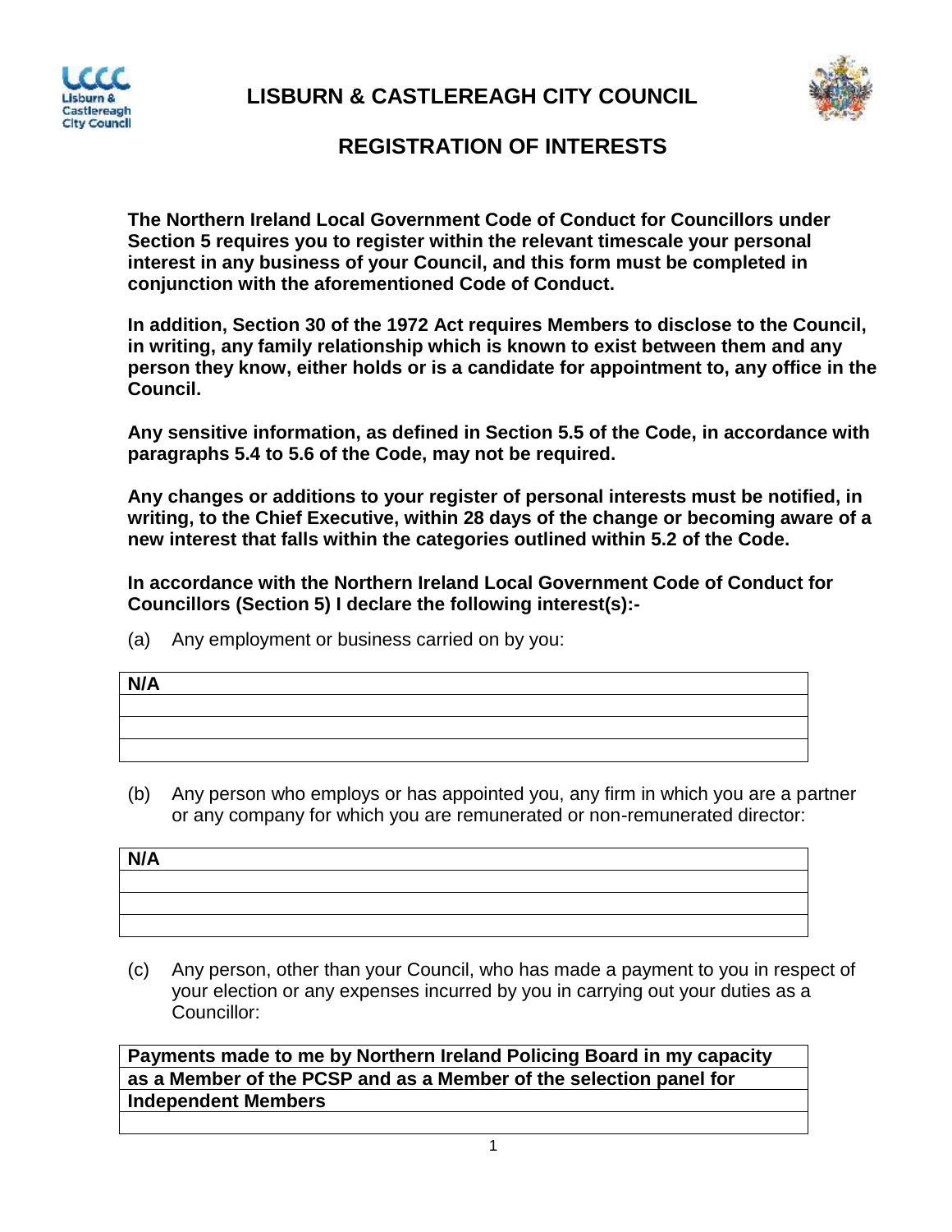# LISBURN & CASTLEREAGH CITY COUNCIL

## REGISTRATION OF INTERESTS

**The Northern Ireland Local Government Code of Conduct for Councillors under Section 5 requires you to register within the relevant timescale your personal interest in any business of your Council, and this form must be completed in conjunction with the aforementioned Code of Conduct.**

**In addition, Section 30 of the 1972 Act requires Members to disclose to the Council, in writing, any family relationship which is known to exist between them and any person they know, either holds or is a candidate for appointment to, any office in the Council.**

**Any sensitive information, as defined in Section 5.5 of the Code, in accordance with paragraphs 5.4 to 5.6 of the Code, may not be required.**

**Any changes or additions to your register of personal interests must be notified, in writing, to the Chief Executive, within 28 days of the change or becoming aware of a new interest that falls within the categories outlined within 5.2 of the Code.**

**In accordance with the Northern Ireland Local Government Code of Conduct for Councillors (Section 5) I declare the following interest(s):-**

(a) Any employment or business carried on by you:

| **N/A** |
|---|
| |
| |
| |

(b) Any person who employs or has appointed you, any firm in which you are a partner or any company for which you are remunerated or non-remunerated director:

| **N/A** |
|---|
| |
| |
| |

(c) Any person, other than your Council, who has made a payment to you in respect of your election or any expenses incurred by you in carrying out your duties as a Councillor:

| **Payments made to me by Northern Ireland Policing Board in my capacity** |
|---|
| **as a Member of the PCSP and as a Member of the selection panel for** |
| **Independent Members** |
| |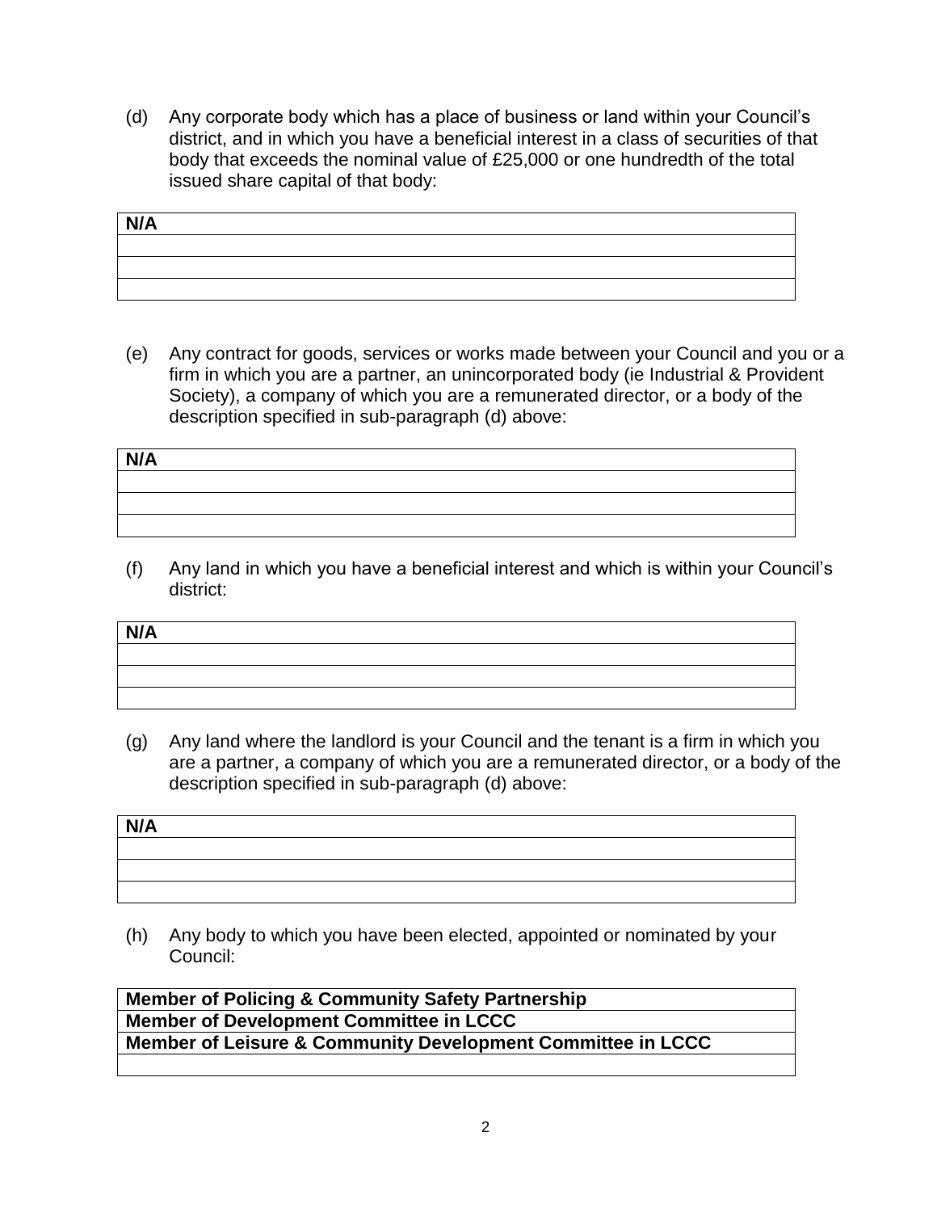(d) Any corporate body which has a place of business or land within your Council's district, and in which you have a beneficial interest in a class of securities of that body that exceeds the nominal value of £25,000 or one hundredth of the total issued share capital of that body:

| **N/A** |
|---|
| |
| |
| |

(e) Any contract for goods, services or works made between your Council and you or a firm in which you are a partner, an unincorporated body (ie Industrial & Provident Society), a company of which you are a remunerated director, or a body of the description specified in sub-paragraph (d) above:

| **N/A** |
|---|
| |
| |
| |

(f) Any land in which you have a beneficial interest and which is within your Council's district:

| **N/A** |
|---|
| |
| |
| |

(g) Any land where the landlord is your Council and the tenant is a firm in which you are a partner, a company of which you are a remunerated director, or a body of the description specified in sub-paragraph (d) above:

| **N/A** |
|---|
| |
| |
| |

(h) Any body to which you have been elected, appointed or nominated by your Council:

| **Member of Policing & Community Safety Partnership** |
|---|
| **Member of Development Committee in LCCC** |
| **Member of Leisure & Community Development Committee in LCCC** |
| |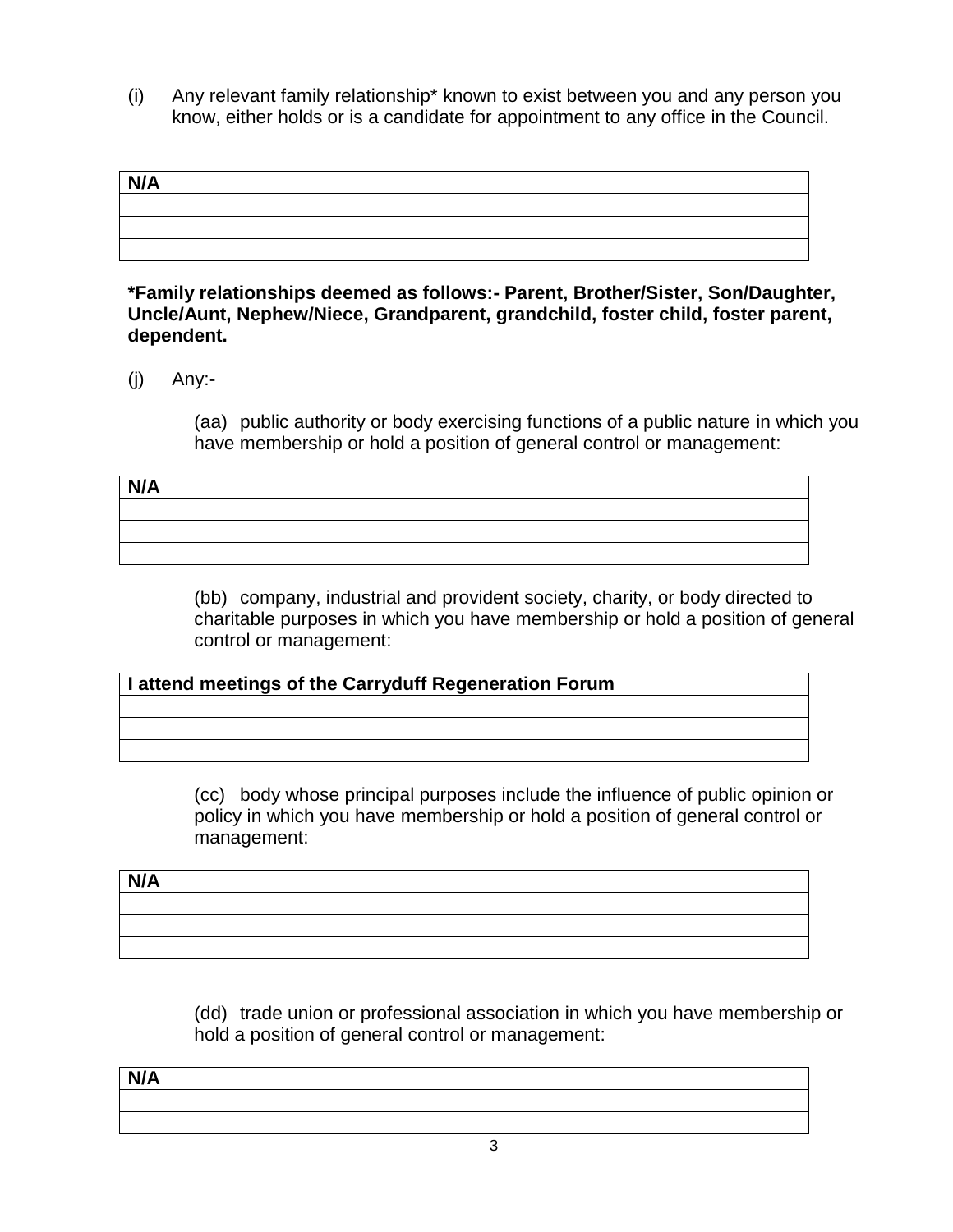(i) Any relevant family relationship* known to exist between you and any person you know, either holds or is a candidate for appointment to any office in the Council.

| **N/A** |
|---|
| |
| |
| |

**\*Family relationships deemed as follows:- Parent, Brother/Sister, Son/Daughter, Uncle/Aunt, Nephew/Niece, Grandparent, grandchild, foster child, foster parent, dependent.**

(j) Any:-

(aa) public authority or body exercising functions of a public nature in which you have membership or hold a position of general control or management:

| **N/A** |
|---|
| |
| |
| |

(bb) company, industrial and provident society, charity, or body directed to charitable purposes in which you have membership or hold a position of general control or management:

| **I attend meetings of the Carryduff Regeneration Forum** |
|---|
| |
| |
| |

(cc) body whose principal purposes include the influence of public opinion or policy in which you have membership or hold a position of general control or management:

| **N/A** |
|---|
| |
| |
| |

(dd) trade union or professional association in which you have membership or hold a position of general control or management:

| **N/A** |
|---|
| |
| |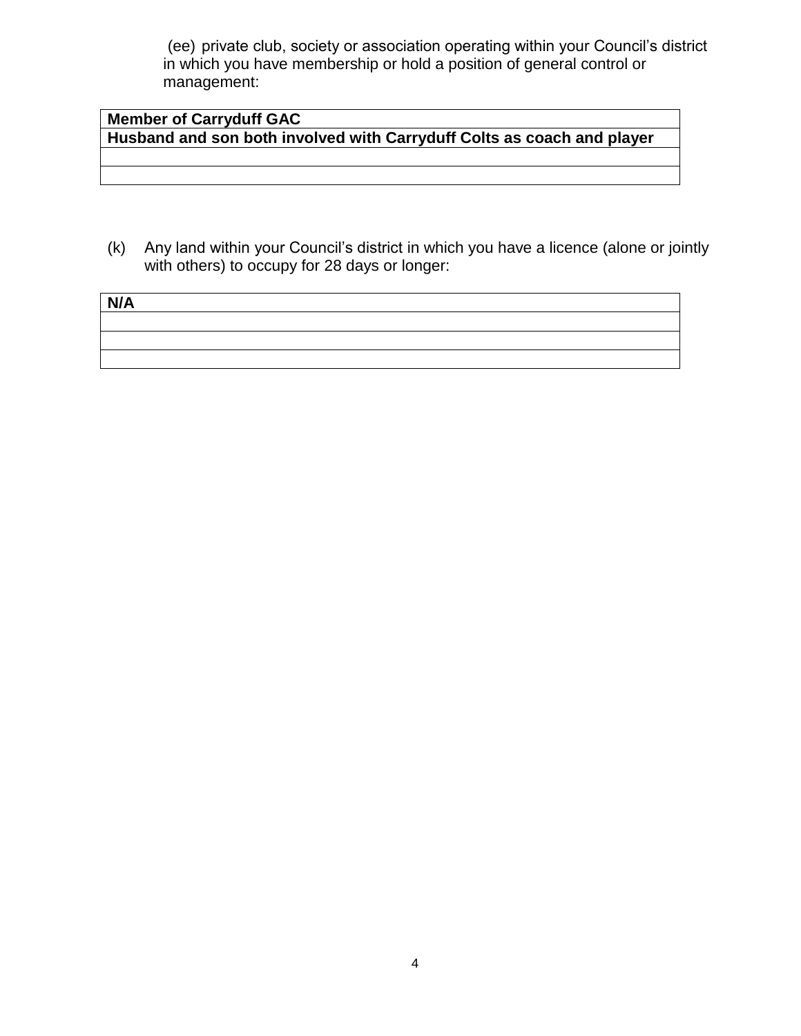(ee) private club, society or association operating within your Council's district in which you have membership or hold a position of general control or management:

| |
|---|
| **Member of Carryduff GAC** |
| **Husband and son both involved with Carryduff Colts as coach and player** |
| |
| |

(k) Any land within your Council's district in which you have a licence (alone or jointly with others) to occupy for 28 days or longer:

| |
|---|
| **N/A** |
| |
| |
| |